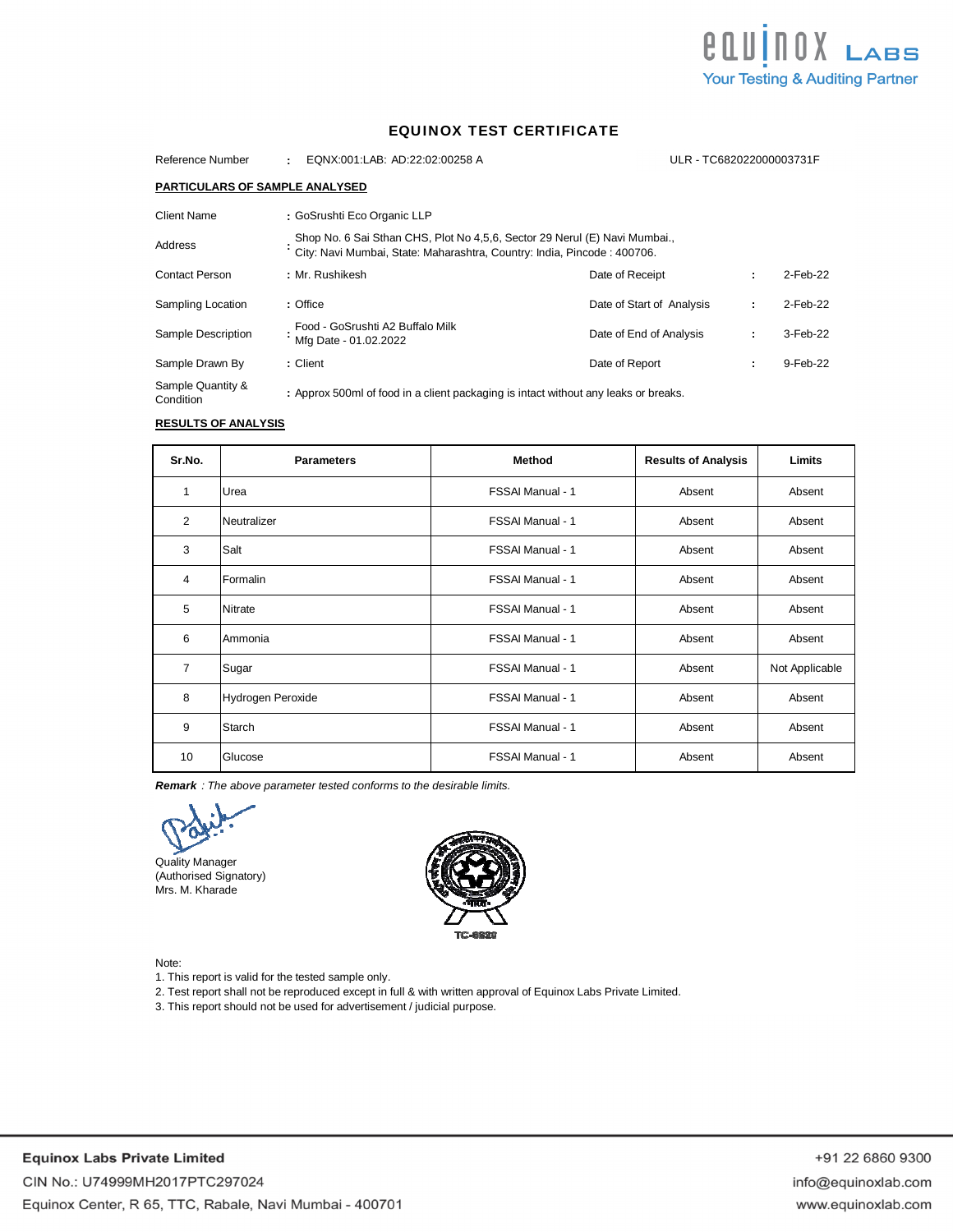# EQUINOX TEST CERTIFICATE

Reference Number : EQNX:001:LAB: AD:22:02:00258 A     ULR - TC682022000003731F

## PARTICULARS OF SAMPLE ANALYSED

| | | | | |
|---|---|---|---|---|
| Client Name | : GoSrushti Eco Organic LLP | | | |
| Address | : Shop No. 6 Sai Sthan CHS, Plot No 4,5,6, Sector 29 Nerul (E) Navi Mumbai., City: Navi Mumbai, State: Maharashtra, Country: India, Pincode : 400706. | | | |
| Contact Person | : Mr. Rushikesh | Date of Receipt | : | 2-Feb-22 |
| Sampling Location | : Office | Date of Start of Analysis | : | 2-Feb-22 |
| Sample Description | : Food - GoSrushti A2 Buffalo Milk Mfg Date - 01.02.2022 | Date of End of Analysis | : | 3-Feb-22 |
| Sample Drawn By | : Client | Date of Report | : | 9-Feb-22 |
| Sample Quantity & Condition | : Approx 500ml of food in a client packaging is intact without any leaks or breaks. | | | |

## RESULTS OF ANALYSIS

| Sr.No. | Parameters | Method | Results of Analysis | Limits |
|---|---|---|---|---|
| 1 | Urea | FSSAI Manual - 1 | Absent | Absent |
| 2 | Neutralizer | FSSAI Manual - 1 | Absent | Absent |
| 3 | Salt | FSSAI Manual - 1 | Absent | Absent |
| 4 | Formalin | FSSAI Manual - 1 | Absent | Absent |
| 5 | Nitrate | FSSAI Manual - 1 | Absent | Absent |
| 6 | Ammonia | FSSAI Manual - 1 | Absent | Absent |
| 7 | Sugar | FSSAI Manual - 1 | Absent | Not Applicable |
| 8 | Hydrogen Peroxide | FSSAI Manual - 1 | Absent | Absent |
| 9 | Starch | FSSAI Manual - 1 | Absent | Absent |
| 10 | Glucose | FSSAI Manual - 1 | Absent | Absent |

***Remark*** *: The above parameter tested conforms to the desirable limits.*

Quality Manager
(Authorised Signatory)
Mrs. M. Kharade

TC-6820

Note:
1. This report is valid for the tested sample only.
2. Test report shall not be reproduced except in full & with written approval of Equinox Labs Private Limited.
3. This report should not be used for advertisement / judicial purpose.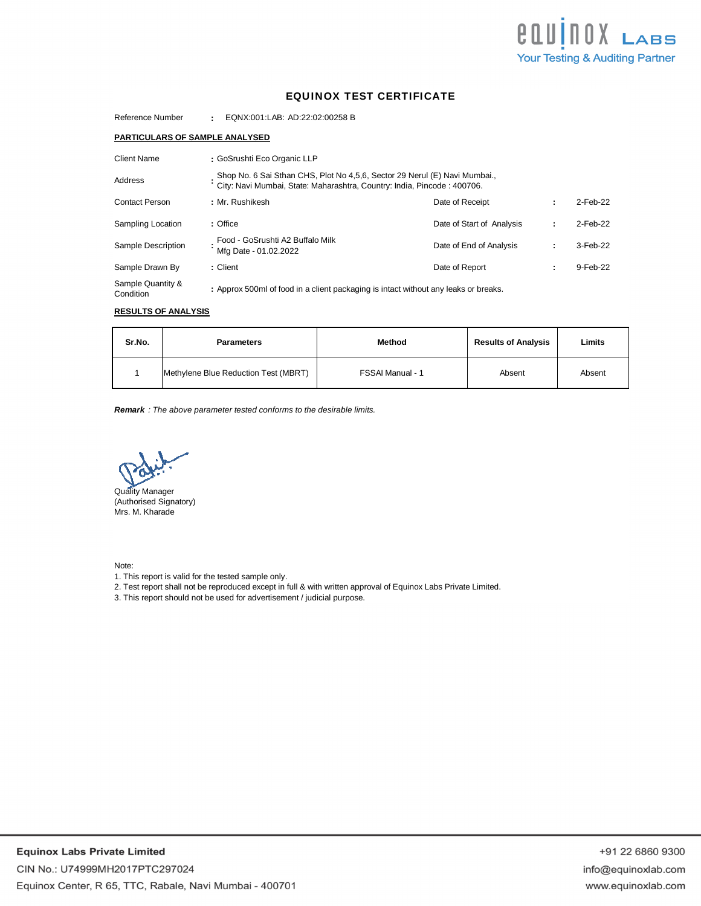equinox LABS
Your Testing & Auditing Partner

# EQUINOX TEST CERTIFICATE

Reference Number : EQNX:001:LAB: AD:22:02:00258 B

**PARTICULARS OF SAMPLE ANALYSED**

| | | | |
|---|---|---|---|
| Client Name | : GoSrushti Eco Organic LLP | | |
| Address | : Shop No. 6 Sai Sthan CHS, Plot No 4,5,6, Sector 29 Nerul (E) Navi Mumbai., City: Navi Mumbai, State: Maharashtra, Country: India, Pincode : 400706. | | |
| Contact Person | : Mr. Rushikesh | Date of Receipt | : 2-Feb-22 |
| Sampling Location | : Office | Date of Start of Analysis | : 2-Feb-22 |
| Sample Description | : Food - GoSrushti A2 Buffalo Milk Mfg Date - 01.02.2022 | Date of End of Analysis | : 3-Feb-22 |
| Sample Drawn By | : Client | Date of Report | : 9-Feb-22 |
| Sample Quantity & Condition | : Approx 500ml of food in a client packaging is intact without any leaks or breaks. | | |

**RESULTS OF ANALYSIS**

| Sr.No. | Parameters | Method | Results of Analysis | Limits |
|---|---|---|---|---|
| 1 | Methylene Blue Reduction Test (MBRT) | FSSAI Manual - 1 | Absent | Absent |

***Remark*** *: The above parameter tested conforms to the desirable limits.*

Quality Manager
(Authorised Signatory)
Mrs. M. Kharade

Note:
1. This report is valid for the tested sample only.
2. Test report shall not be reproduced except in full & with written approval of Equinox Labs Private Limited.
3. This report should not be used for advertisement / judicial purpose.

**Equinox Labs Private Limited**
CIN No.: U74999MH2017PTC297024
Equinox Center, R 65, TTC, Rabale, Navi Mumbai - 400701
+91 22 6860 9300
info@equinoxlab.com
www.equinoxlab.com